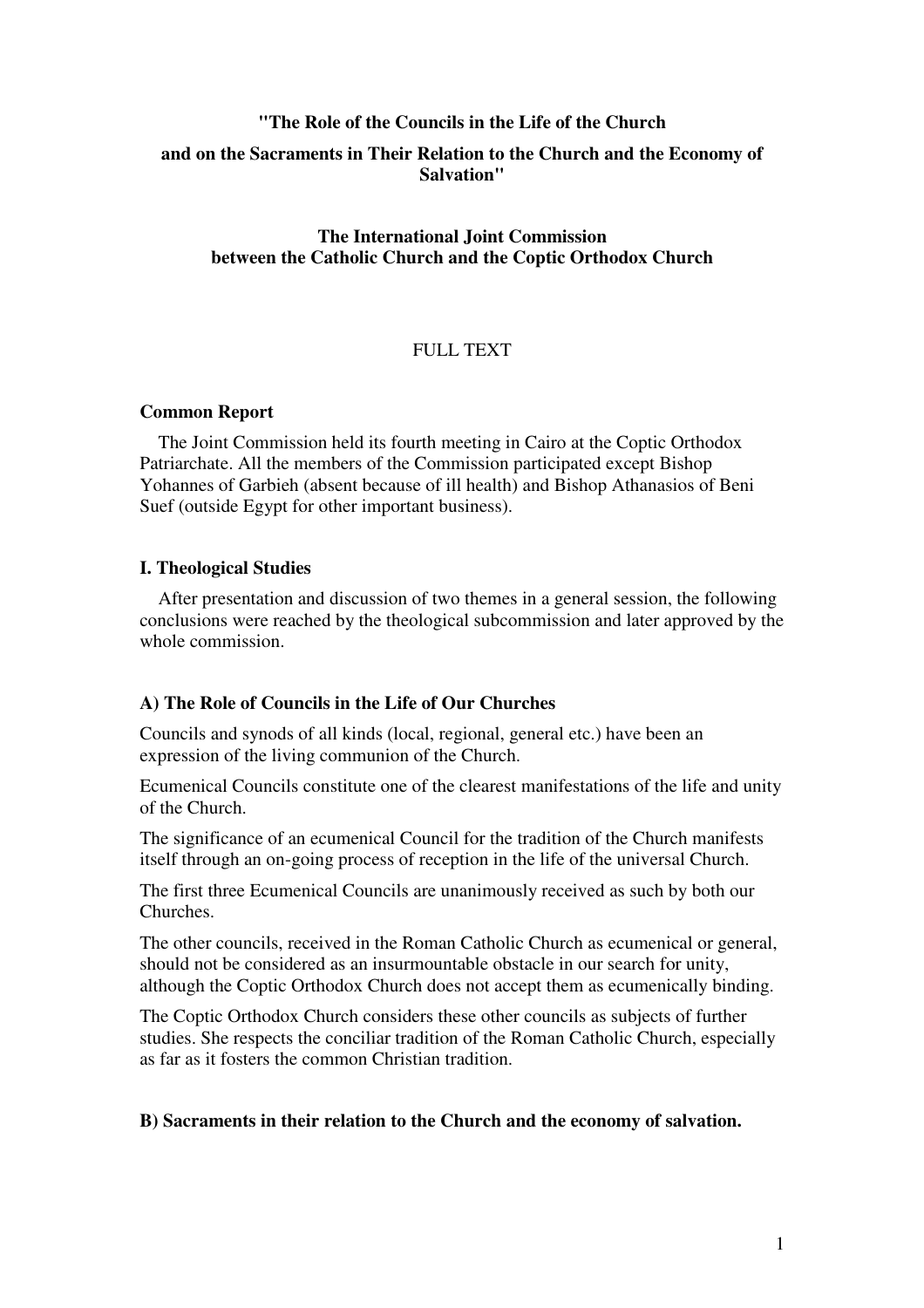# "The Role of the Councils in the Life of the Church and on the Sacraments in Their Relation to the Church and the Economy of Salvation"

## The International Joint Commission between the Catholic Church and the Coptic Orthodox Church

FULL TEXT

### Common Report

The Joint Commission held its fourth meeting in Cairo at the Coptic Orthodox Patriarchate. All the members of the Commission participated except Bishop Yohannes of Garbieh (absent because of ill health) and Bishop Athanasios of Beni Suef (outside Egypt for other important business).

### I. Theological Studies

After presentation and discussion of two themes in a general session, the following conclusions were reached by the theological subcommission and later approved by the whole commission.

#### A) The Role of Councils in the Life of Our Churches

Councils and synods of all kinds (local, regional, general etc.) have been an expression of the living communion of the Church.

Ecumenical Councils constitute one of the clearest manifestations of the life and unity of the Church.

The significance of an ecumenical Council for the tradition of the Church manifests itself through an on-going process of reception in the life of the universal Church.

The first three Ecumenical Councils are unanimously received as such by both our Churches.

The other councils, received in the Roman Catholic Church as ecumenical or general, should not be considered as an insurmountable obstacle in our search for unity, although the Coptic Orthodox Church does not accept them as ecumenically binding.

The Coptic Orthodox Church considers these other councils as subjects of further studies. She respects the conciliar tradition of the Roman Catholic Church, especially as far as it fosters the common Christian tradition.

#### B) Sacraments in their relation to the Church and the economy of salvation.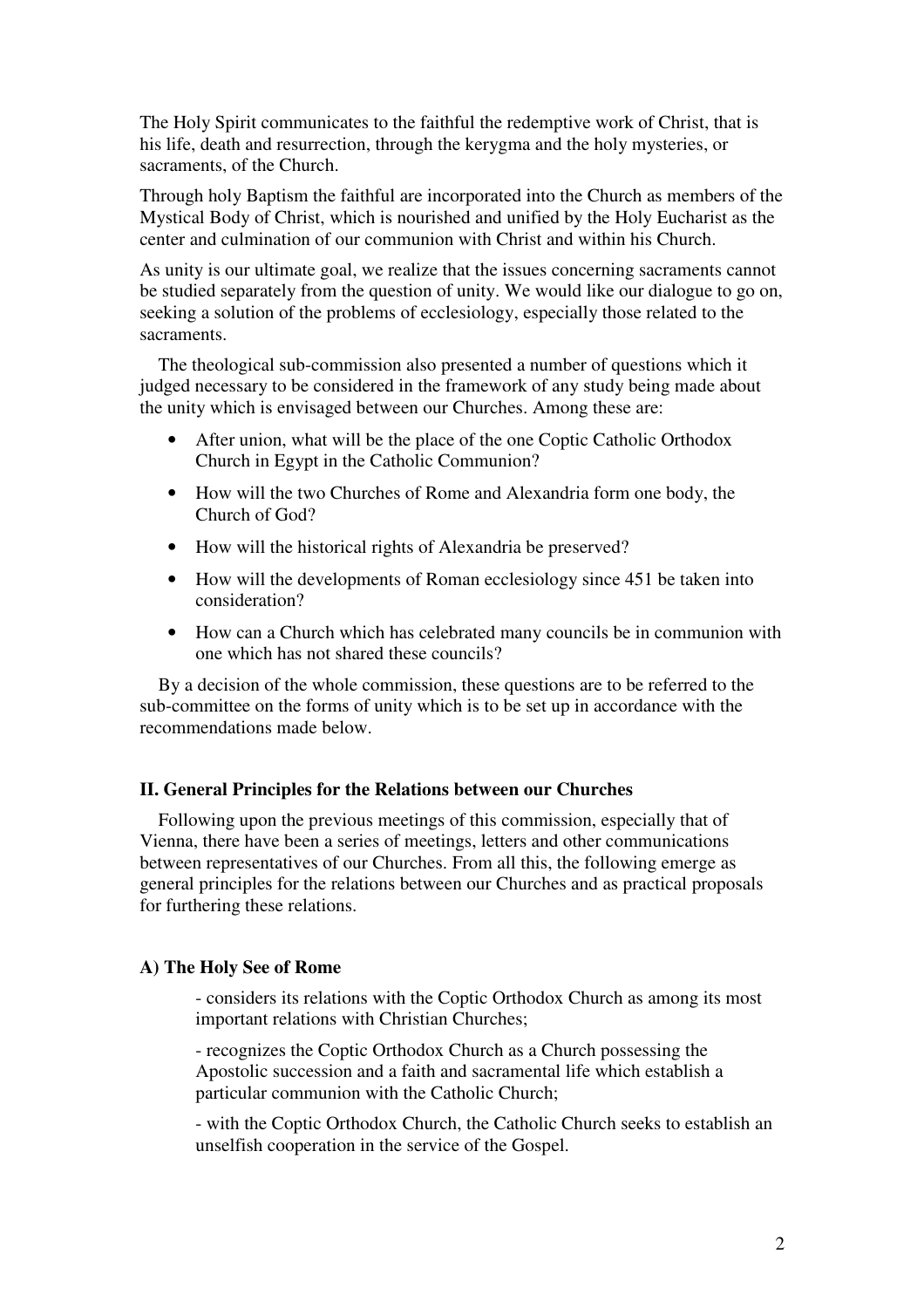The Holy Spirit communicates to the faithful the redemptive work of Christ, that is his life, death and resurrection, through the kerygma and the holy mysteries, or sacraments, of the Church.

Through holy Baptism the faithful are incorporated into the Church as members of the Mystical Body of Christ, which is nourished and unified by the Holy Eucharist as the center and culmination of our communion with Christ and within his Church.

As unity is our ultimate goal, we realize that the issues concerning sacraments cannot be studied separately from the question of unity. We would like our dialogue to go on, seeking a solution of the problems of ecclesiology, especially those related to the sacraments.

The theological sub-commission also presented a number of questions which it judged necessary to be considered in the framework of any study being made about the unity which is envisaged between our Churches. Among these are:

- After union, what will be the place of the one Coptic Catholic Orthodox Church in Egypt in the Catholic Communion?
- How will the two Churches of Rome and Alexandria form one body, the Church of God?
- How will the historical rights of Alexandria be preserved?
- How will the developments of Roman ecclesiology since 451 be taken into consideration?
- How can a Church which has celebrated many councils be in communion with one which has not shared these councils?

By a decision of the whole commission, these questions are to be referred to the sub-committee on the forms of unity which is to be set up in accordance with the recommendations made below.

## II. General Principles for the Relations between our Churches

Following upon the previous meetings of this commission, especially that of Vienna, there have been a series of meetings, letters and other communications between representatives of our Churches. From all this, the following emerge as general principles for the relations between our Churches and as practical proposals for furthering these relations.

### A) The Holy See of Rome

- considers its relations with the Coptic Orthodox Church as among its most important relations with Christian Churches;

- recognizes the Coptic Orthodox Church as a Church possessing the Apostolic succession and a faith and sacramental life which establish a particular communion with the Catholic Church;

- with the Coptic Orthodox Church, the Catholic Church seeks to establish an unselfish cooperation in the service of the Gospel.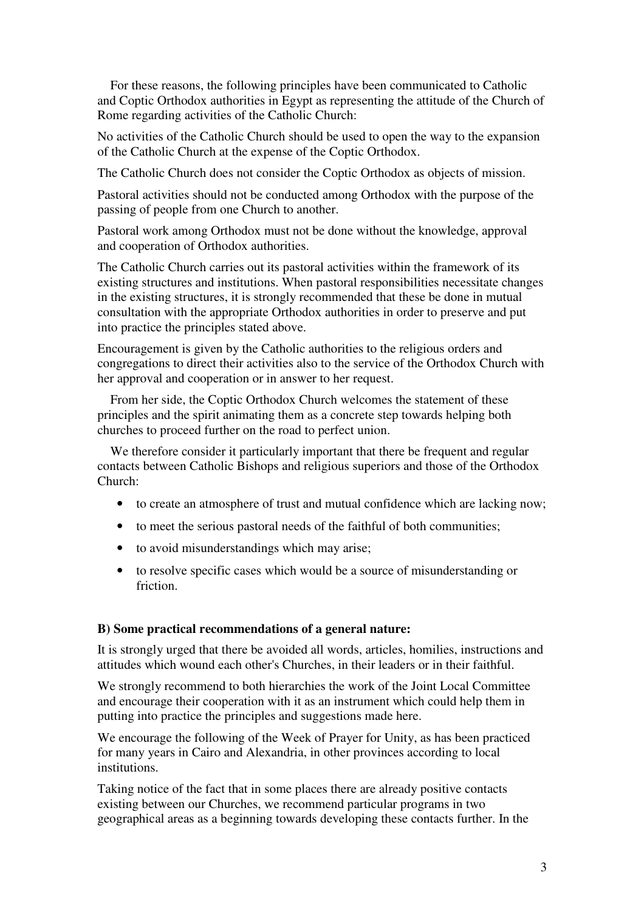For these reasons, the following principles have been communicated to Catholic and Coptic Orthodox authorities in Egypt as representing the attitude of the Church of Rome regarding activities of the Catholic Church:

No activities of the Catholic Church should be used to open the way to the expansion of the Catholic Church at the expense of the Coptic Orthodox.

The Catholic Church does not consider the Coptic Orthodox as objects of mission.

Pastoral activities should not be conducted among Orthodox with the purpose of the passing of people from one Church to another.

Pastoral work among Orthodox must not be done without the knowledge, approval and cooperation of Orthodox authorities.

The Catholic Church carries out its pastoral activities within the framework of its existing structures and institutions. When pastoral responsibilities necessitate changes in the existing structures, it is strongly recommended that these be done in mutual consultation with the appropriate Orthodox authorities in order to preserve and put into practice the principles stated above.

Encouragement is given by the Catholic authorities to the religious orders and congregations to direct their activities also to the service of the Orthodox Church with her approval and cooperation or in answer to her request.

From her side, the Coptic Orthodox Church welcomes the statement of these principles and the spirit animating them as a concrete step towards helping both churches to proceed further on the road to perfect union.

We therefore consider it particularly important that there be frequent and regular contacts between Catholic Bishops and religious superiors and those of the Orthodox Church:

- to create an atmosphere of trust and mutual confidence which are lacking now;
- to meet the serious pastoral needs of the faithful of both communities;
- to avoid misunderstandings which may arise;
- to resolve specific cases which would be a source of misunderstanding or friction.

**B) Some practical recommendations of a general nature:**

It is strongly urged that there be avoided all words, articles, homilies, instructions and attitudes which wound each other's Churches, in their leaders or in their faithful.

We strongly recommend to both hierarchies the work of the Joint Local Committee and encourage their cooperation with it as an instrument which could help them in putting into practice the principles and suggestions made here.

We encourage the following of the Week of Prayer for Unity, as has been practiced for many years in Cairo and Alexandria, in other provinces according to local institutions.

Taking notice of the fact that in some places there are already positive contacts existing between our Churches, we recommend particular programs in two geographical areas as a beginning towards developing these contacts further. In the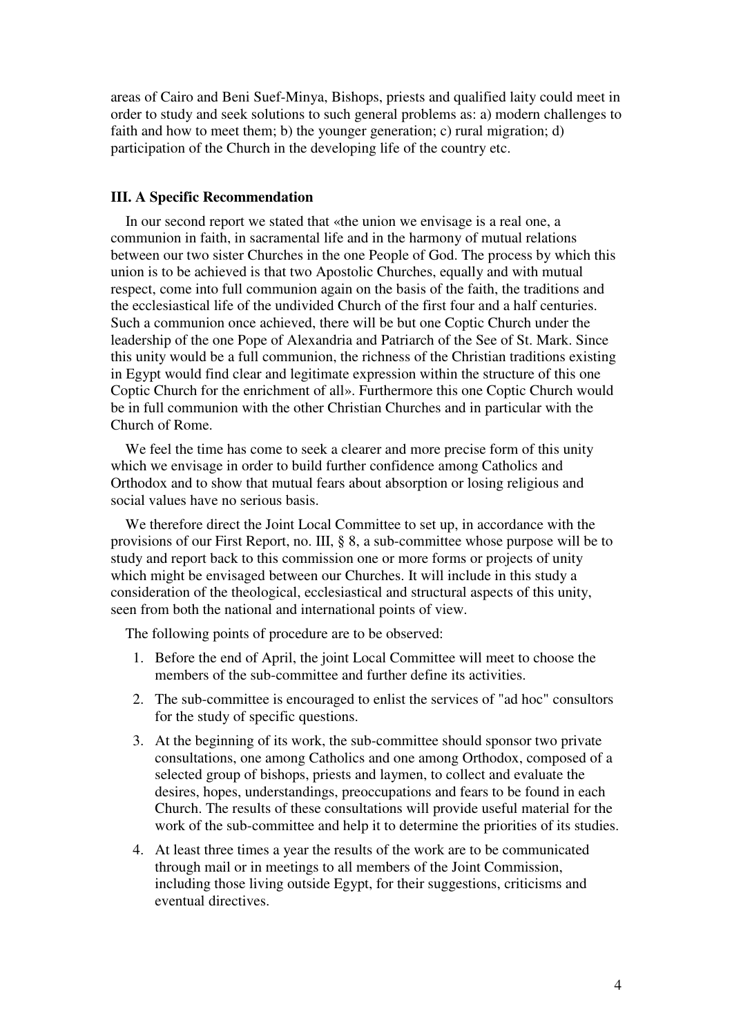areas of Cairo and Beni Suef-Minya, Bishops, priests and qualified laity could meet in order to study and seek solutions to such general problems as: a) modern challenges to faith and how to meet them; b) the younger generation; c) rural migration; d) participation of the Church in the developing life of the country etc.

### III. A Specific Recommendation

In our second report we stated that «the union we envisage is a real one, a communion in faith, in sacramental life and in the harmony of mutual relations between our two sister Churches in the one People of God. The process by which this union is to be achieved is that two Apostolic Churches, equally and with mutual respect, come into full communion again on the basis of the faith, the traditions and the ecclesiastical life of the undivided Church of the first four and a half centuries. Such a communion once achieved, there will be but one Coptic Church under the leadership of the one Pope of Alexandria and Patriarch of the See of St. Mark. Since this unity would be a full communion, the richness of the Christian traditions existing in Egypt would find clear and legitimate expression within the structure of this one Coptic Church for the enrichment of all». Furthermore this one Coptic Church would be in full communion with the other Christian Churches and in particular with the Church of Rome.

We feel the time has come to seek a clearer and more precise form of this unity which we envisage in order to build further confidence among Catholics and Orthodox and to show that mutual fears about absorption or losing religious and social values have no serious basis.

We therefore direct the Joint Local Committee to set up, in accordance with the provisions of our First Report, no. III, § 8, a sub-committee whose purpose will be to study and report back to this commission one or more forms or projects of unity which might be envisaged between our Churches. It will include in this study a consideration of the theological, ecclesiastical and structural aspects of this unity, seen from both the national and international points of view.

The following points of procedure are to be observed:

1. Before the end of April, the joint Local Committee will meet to choose the members of the sub-committee and further define its activities.
2. The sub-committee is encouraged to enlist the services of "ad hoc" consultors for the study of specific questions.
3. At the beginning of its work, the sub-committee should sponsor two private consultations, one among Catholics and one among Orthodox, composed of a selected group of bishops, priests and laymen, to collect and evaluate the desires, hopes, understandings, preoccupations and fears to be found in each Church. The results of these consultations will provide useful material for the work of the sub-committee and help it to determine the priorities of its studies.
4. At least three times a year the results of the work are to be communicated through mail or in meetings to all members of the Joint Commission, including those living outside Egypt, for their suggestions, criticisms and eventual directives.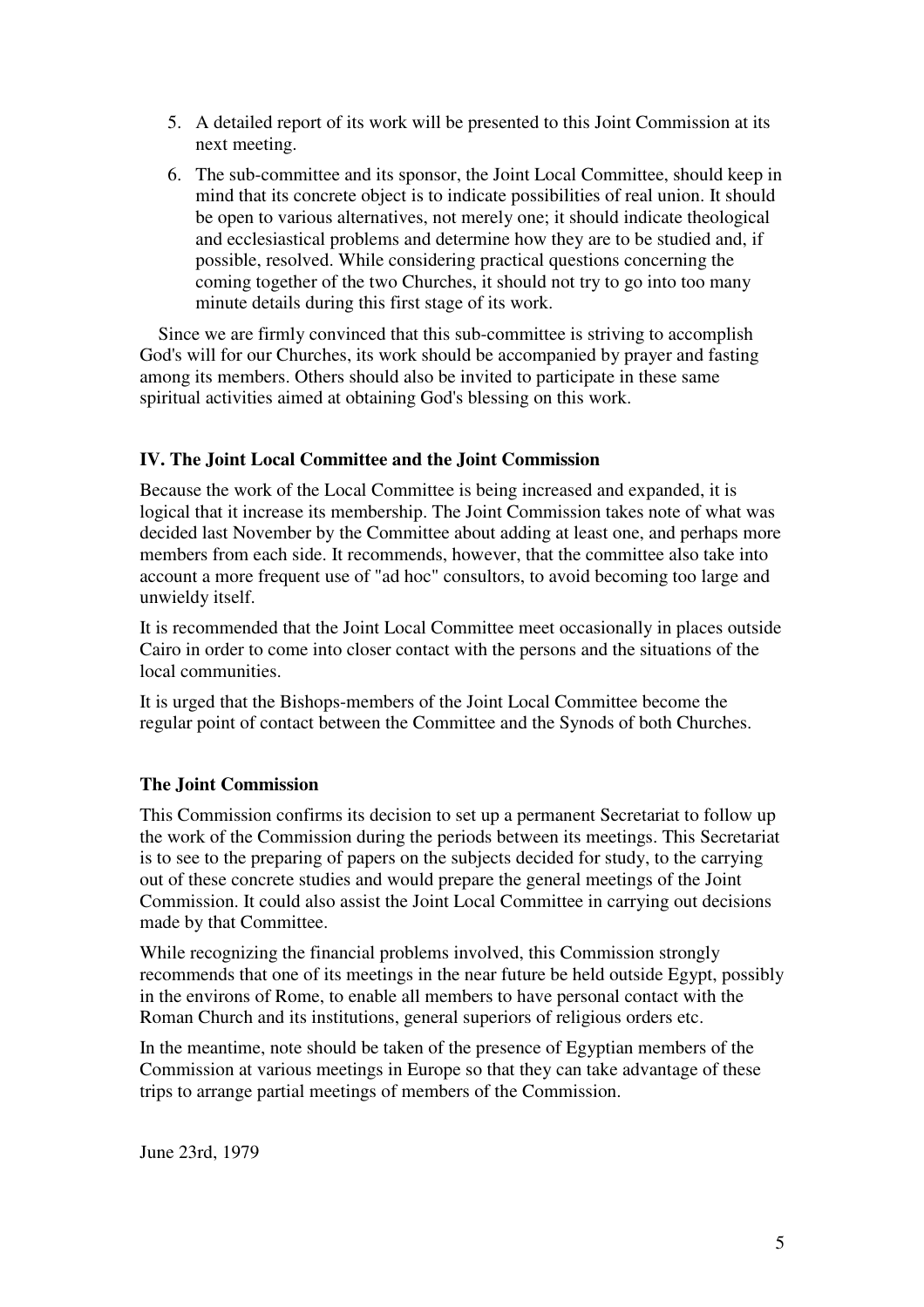5. A detailed report of its work will be presented to this Joint Commission at its next meeting.
6. The sub-committee and its sponsor, the Joint Local Committee, should keep in mind that its concrete object is to indicate possibilities of real union. It should be open to various alternatives, not merely one; it should indicate theological and ecclesiastical problems and determine how they are to be studied and, if possible, resolved. While considering practical questions concerning the coming together of the two Churches, it should not try to go into too many minute details during this first stage of its work.

Since we are firmly convinced that this sub-committee is striving to accomplish God's will for our Churches, its work should be accompanied by prayer and fasting among its members. Others should also be invited to participate in these same spiritual activities aimed at obtaining God's blessing on this work.

**IV. The Joint Local Committee and the Joint Commission**

Because the work of the Local Committee is being increased and expanded, it is logical that it increase its membership. The Joint Commission takes note of what was decided last November by the Committee about adding at least one, and perhaps more members from each side. It recommends, however, that the committee also take into account a more frequent use of "ad hoc" consultors, to avoid becoming too large and unwieldy itself.

It is recommended that the Joint Local Committee meet occasionally in places outside Cairo in order to come into closer contact with the persons and the situations of the local communities.

It is urged that the Bishops-members of the Joint Local Committee become the regular point of contact between the Committee and the Synods of both Churches.

**The Joint Commission**

This Commission confirms its decision to set up a permanent Secretariat to follow up the work of the Commission during the periods between its meetings. This Secretariat is to see to the preparing of papers on the subjects decided for study, to the carrying out of these concrete studies and would prepare the general meetings of the Joint Commission. It could also assist the Joint Local Committee in carrying out decisions made by that Committee.

While recognizing the financial problems involved, this Commission strongly recommends that one of its meetings in the near future be held outside Egypt, possibly in the environs of Rome, to enable all members to have personal contact with the Roman Church and its institutions, general superiors of religious orders etc.

In the meantime, note should be taken of the presence of Egyptian members of the Commission at various meetings in Europe so that they can take advantage of these trips to arrange partial meetings of members of the Commission.

June 23rd, 1979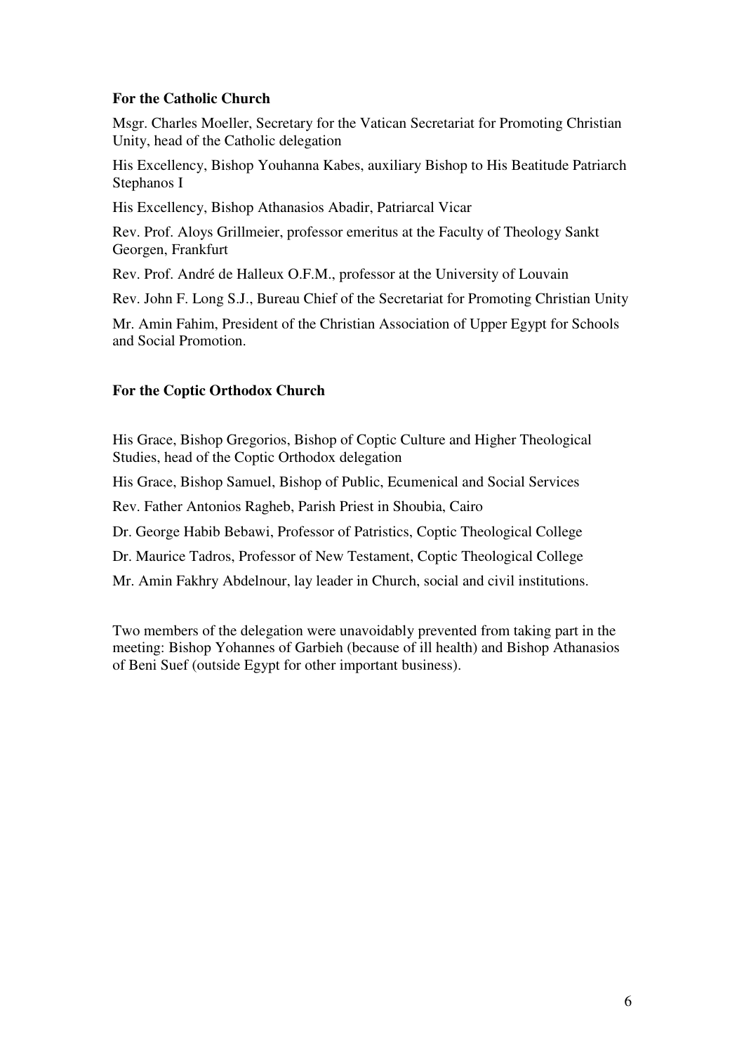**For the Catholic Church**

Msgr. Charles Moeller, Secretary for the Vatican Secretariat for Promoting Christian Unity, head of the Catholic delegation

His Excellency, Bishop Youhanna Kabes, auxiliary Bishop to His Beatitude Patriarch Stephanos I

His Excellency, Bishop Athanasios Abadir, Patriarcal Vicar

Rev. Prof. Aloys Grillmeier, professor emeritus at the Faculty of Theology Sankt Georgen, Frankfurt

Rev. Prof. André de Halleux O.F.M., professor at the University of Louvain

Rev. John F. Long S.J., Bureau Chief of the Secretariat for Promoting Christian Unity

Mr. Amin Fahim, President of the Christian Association of Upper Egypt for Schools and Social Promotion.

**For the Coptic Orthodox Church**

His Grace, Bishop Gregorios, Bishop of Coptic Culture and Higher Theological Studies, head of the Coptic Orthodox delegation

His Grace, Bishop Samuel, Bishop of Public, Ecumenical and Social Services

Rev. Father Antonios Ragheb, Parish Priest in Shoubia, Cairo

Dr. George Habib Bebawi, Professor of Patristics, Coptic Theological College

Dr. Maurice Tadros, Professor of New Testament, Coptic Theological College

Mr. Amin Fakhry Abdelnour, lay leader in Church, social and civil institutions.

Two members of the delegation were unavoidably prevented from taking part in the meeting: Bishop Yohannes of Garbieh (because of ill health) and Bishop Athanasios of Beni Suef (outside Egypt for other important business).